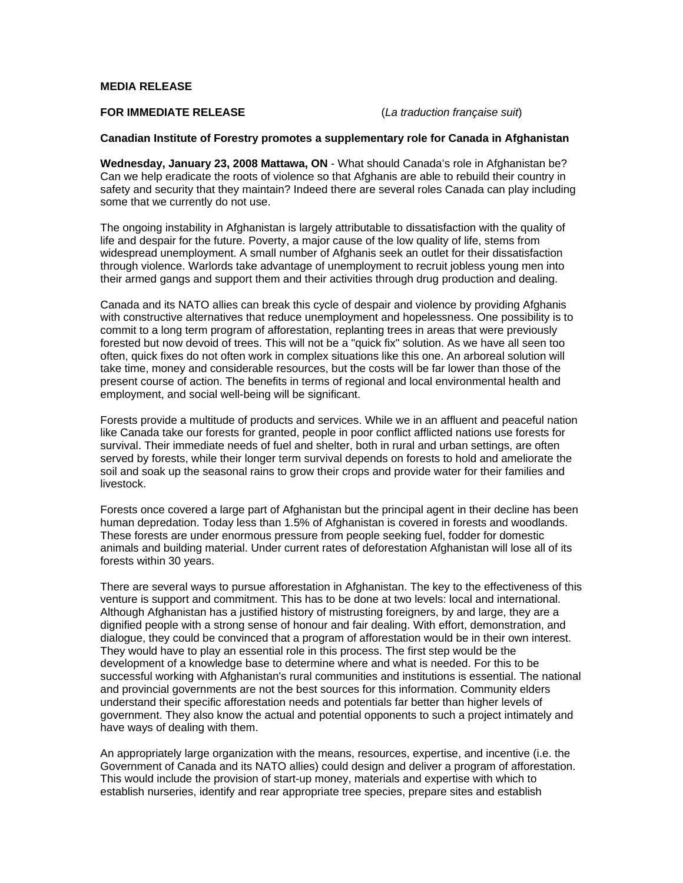**MEDIA RELEASE**

**FOR IMMEDIATE RELEASE** (*La traduction française suit*)

**Canadian Institute of Forestry promotes a supplementary role for Canada in Afghanistan**

**Wednesday, January 23, 2008 Mattawa, ON** - What should Canada's role in Afghanistan be? Can we help eradicate the roots of violence so that Afghanis are able to rebuild their country in safety and security that they maintain? Indeed there are several roles Canada can play including some that we currently do not use.

The ongoing instability in Afghanistan is largely attributable to dissatisfaction with the quality of life and despair for the future. Poverty, a major cause of the low quality of life, stems from widespread unemployment. A small number of Afghanis seek an outlet for their dissatisfaction through violence. Warlords take advantage of unemployment to recruit jobless young men into their armed gangs and support them and their activities through drug production and dealing.

Canada and its NATO allies can break this cycle of despair and violence by providing Afghanis with constructive alternatives that reduce unemployment and hopelessness. One possibility is to commit to a long term program of afforestation, replanting trees in areas that were previously forested but now devoid of trees. This will not be a "quick fix" solution. As we have all seen too often, quick fixes do not often work in complex situations like this one. An arboreal solution will take time, money and considerable resources, but the costs will be far lower than those of the present course of action. The benefits in terms of regional and local environmental health and employment, and social well-being will be significant.

Forests provide a multitude of products and services. While we in an affluent and peaceful nation like Canada take our forests for granted, people in poor conflict afflicted nations use forests for survival. Their immediate needs of fuel and shelter, both in rural and urban settings, are often served by forests, while their longer term survival depends on forests to hold and ameliorate the soil and soak up the seasonal rains to grow their crops and provide water for their families and livestock.

Forests once covered a large part of Afghanistan but the principal agent in their decline has been human depredation. Today less than 1.5% of Afghanistan is covered in forests and woodlands. These forests are under enormous pressure from people seeking fuel, fodder for domestic animals and building material. Under current rates of deforestation Afghanistan will lose all of its forests within 30 years.

There are several ways to pursue afforestation in Afghanistan. The key to the effectiveness of this venture is support and commitment. This has to be done at two levels: local and international. Although Afghanistan has a justified history of mistrusting foreigners, by and large, they are a dignified people with a strong sense of honour and fair dealing. With effort, demonstration, and dialogue, they could be convinced that a program of afforestation would be in their own interest. They would have to play an essential role in this process. The first step would be the development of a knowledge base to determine where and what is needed. For this to be successful working with Afghanistan's rural communities and institutions is essential. The national and provincial governments are not the best sources for this information. Community elders understand their specific afforestation needs and potentials far better than higher levels of government. They also know the actual and potential opponents to such a project intimately and have ways of dealing with them.

An appropriately large organization with the means, resources, expertise, and incentive (i.e. the Government of Canada and its NATO allies) could design and deliver a program of afforestation. This would include the provision of start-up money, materials and expertise with which to establish nurseries, identify and rear appropriate tree species, prepare sites and establish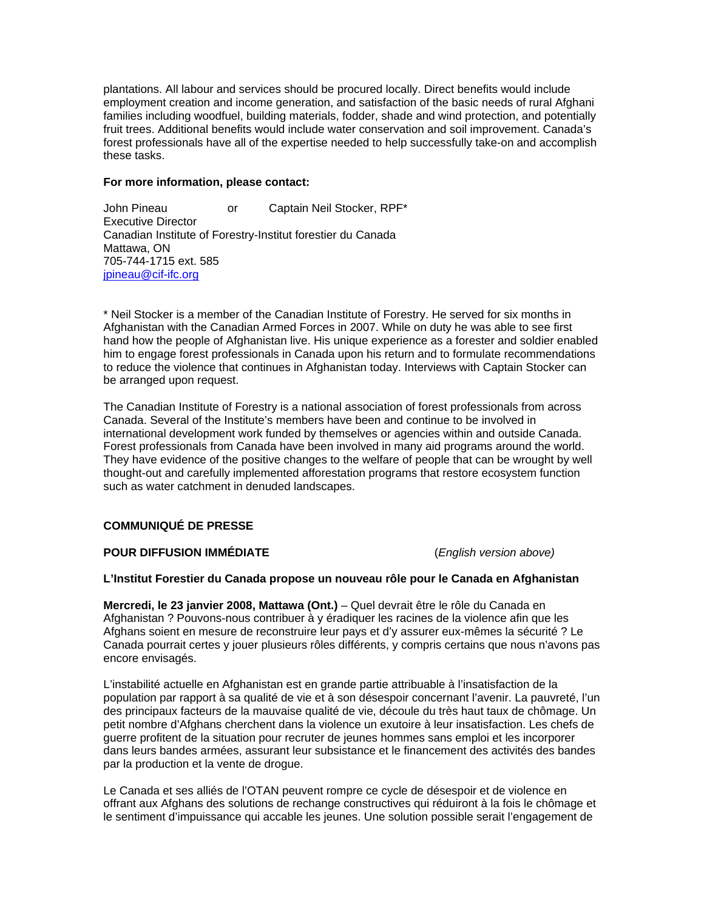plantations. All labour and services should be procured locally. Direct benefits would include employment creation and income generation, and satisfaction of the basic needs of rural Afghani families including woodfuel, building materials, fodder, shade and wind protection, and potentially fruit trees. Additional benefits would include water conservation and soil improvement. Canada's forest professionals have all of the expertise needed to help successfully take-on and accomplish these tasks.

**For more information, please contact:**

John Pineau or Captain Neil Stocker, RPF*
Executive Director
Canadian Institute of Forestry-Institut forestier du Canada
Mattawa, ON
705-744-1715 ext. 585
jpineau@cif-ifc.org

* Neil Stocker is a member of the Canadian Institute of Forestry. He served for six months in Afghanistan with the Canadian Armed Forces in 2007. While on duty he was able to see first hand how the people of Afghanistan live. His unique experience as a forester and soldier enabled him to engage forest professionals in Canada upon his return and to formulate recommendations to reduce the violence that continues in Afghanistan today. Interviews with Captain Stocker can be arranged upon request.

The Canadian Institute of Forestry is a national association of forest professionals from across Canada. Several of the Institute's members have been and continue to be involved in international development work funded by themselves or agencies within and outside Canada. Forest professionals from Canada have been involved in many aid programs around the world. They have evidence of the positive changes to the welfare of people that can be wrought by well thought-out and carefully implemented afforestation programs that restore ecosystem function such as water catchment in denuded landscapes.

**COMMUNIQUÉ DE PRESSE**

**POUR DIFFUSION IMMÉDIATE** (*English version above)*

**L'Institut Forestier du Canada propose un nouveau rôle pour le Canada en Afghanistan**

**Mercredi, le 23 janvier 2008, Mattawa (Ont.)** – Quel devrait être le rôle du Canada en Afghanistan ? Pouvons-nous contribuer à y éradiquer les racines de la violence afin que les Afghans soient en mesure de reconstruire leur pays et d'y assurer eux-mêmes la sécurité ? Le Canada pourrait certes y jouer plusieurs rôles différents, y compris certains que nous n'avons pas encore envisagés.

L'instabilité actuelle en Afghanistan est en grande partie attribuable à l'insatisfaction de la population par rapport à sa qualité de vie et à son désespoir concernant l'avenir. La pauvreté, l'un des principaux facteurs de la mauvaise qualité de vie, découle du très haut taux de chômage. Un petit nombre d'Afghans cherchent dans la violence un exutoire à leur insatisfaction. Les chefs de guerre profitent de la situation pour recruter de jeunes hommes sans emploi et les incorporer dans leurs bandes armées, assurant leur subsistance et le financement des activités des bandes par la production et la vente de drogue.

Le Canada et ses alliés de l'OTAN peuvent rompre ce cycle de désespoir et de violence en offrant aux Afghans des solutions de rechange constructives qui réduiront à la fois le chômage et le sentiment d'impuissance qui accable les jeunes. Une solution possible serait l'engagement de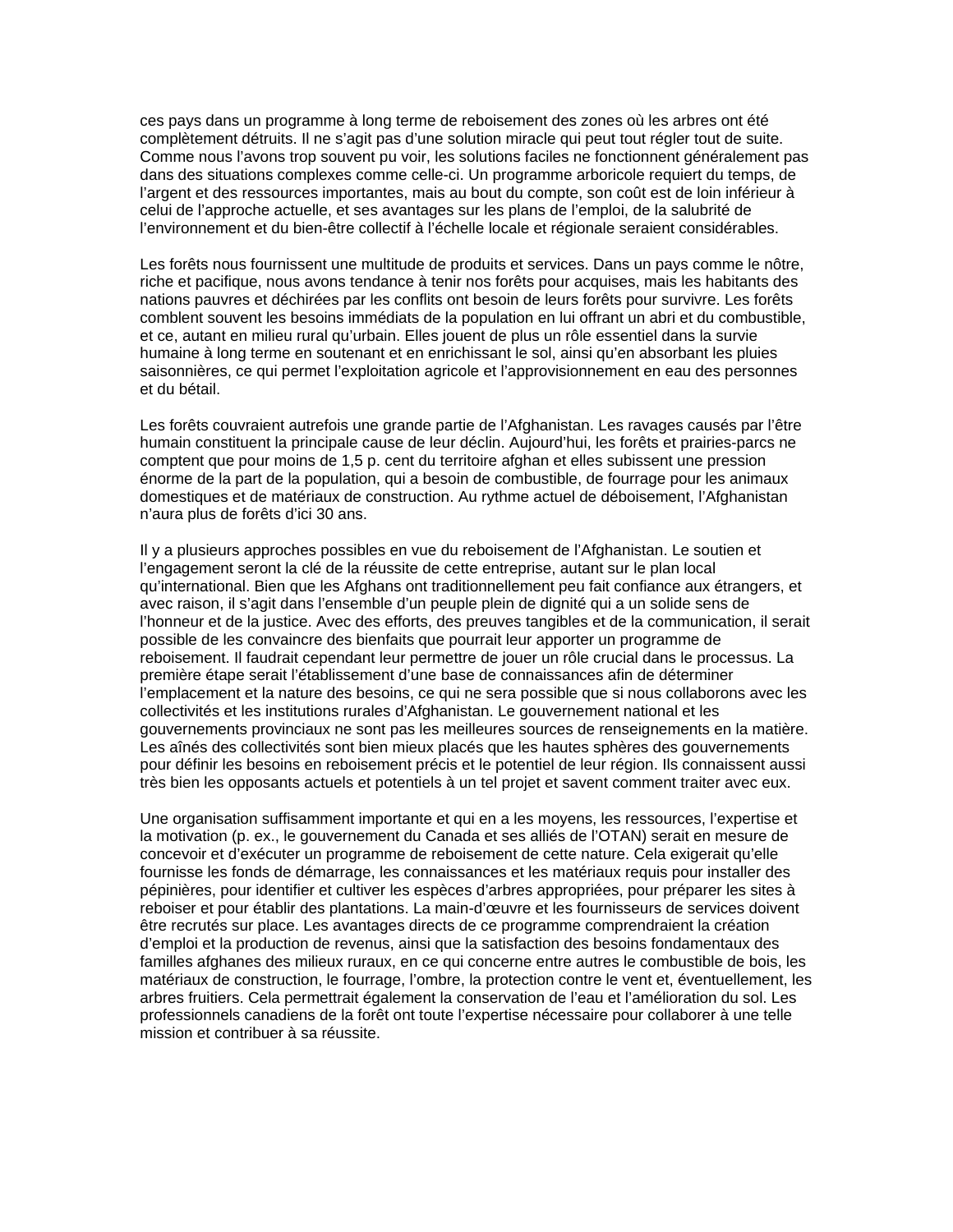ces pays dans un programme à long terme de reboisement des zones où les arbres ont été complètement détruits. Il ne s'agit pas d'une solution miracle qui peut tout régler tout de suite. Comme nous l'avons trop souvent pu voir, les solutions faciles ne fonctionnent généralement pas dans des situations complexes comme celle-ci. Un programme arboricole requiert du temps, de l'argent et des ressources importantes, mais au bout du compte, son coût est de loin inférieur à celui de l'approche actuelle, et ses avantages sur les plans de l'emploi, de la salubrité de l'environnement et du bien-être collectif à l'échelle locale et régionale seraient considérables.

Les forêts nous fournissent une multitude de produits et services. Dans un pays comme le nôtre, riche et pacifique, nous avons tendance à tenir nos forêts pour acquises, mais les habitants des nations pauvres et déchirées par les conflits ont besoin de leurs forêts pour survivre. Les forêts comblent souvent les besoins immédiats de la population en lui offrant un abri et du combustible, et ce, autant en milieu rural qu'urbain. Elles jouent de plus un rôle essentiel dans la survie humaine à long terme en soutenant et en enrichissant le sol, ainsi qu'en absorbant les pluies saisonnières, ce qui permet l'exploitation agricole et l'approvisionnement en eau des personnes et du bétail.

Les forêts couvraient autrefois une grande partie de l'Afghanistan. Les ravages causés par l'être humain constituent la principale cause de leur déclin. Aujourd'hui, les forêts et prairies-parcs ne comptent que pour moins de 1,5 p. cent du territoire afghan et elles subissent une pression énorme de la part de la population, qui a besoin de combustible, de fourrage pour les animaux domestiques et de matériaux de construction. Au rythme actuel de déboisement, l'Afghanistan n'aura plus de forêts d'ici 30 ans.

Il y a plusieurs approches possibles en vue du reboisement de l'Afghanistan. Le soutien et l'engagement seront la clé de la réussite de cette entreprise, autant sur le plan local qu'international. Bien que les Afghans ont traditionnellement peu fait confiance aux étrangers, et avec raison, il s'agit dans l'ensemble d'un peuple plein de dignité qui a un solide sens de l'honneur et de la justice. Avec des efforts, des preuves tangibles et de la communication, il serait possible de les convaincre des bienfaits que pourrait leur apporter un programme de reboisement. Il faudrait cependant leur permettre de jouer un rôle crucial dans le processus. La première étape serait l'établissement d'une base de connaissances afin de déterminer l'emplacement et la nature des besoins, ce qui ne sera possible que si nous collaborons avec les collectivités et les institutions rurales d'Afghanistan. Le gouvernement national et les gouvernements provinciaux ne sont pas les meilleures sources de renseignements en la matière. Les aînés des collectivités sont bien mieux placés que les hautes sphères des gouvernements pour définir les besoins en reboisement précis et le potentiel de leur région. Ils connaissent aussi très bien les opposants actuels et potentiels à un tel projet et savent comment traiter avec eux.

Une organisation suffisamment importante et qui en a les moyens, les ressources, l'expertise et la motivation (p. ex., le gouvernement du Canada et ses alliés de l'OTAN) serait en mesure de concevoir et d'exécuter un programme de reboisement de cette nature. Cela exigerait qu'elle fournisse les fonds de démarrage, les connaissances et les matériaux requis pour installer des pépinières, pour identifier et cultiver les espèces d'arbres appropriées, pour préparer les sites à reboiser et pour établir des plantations. La main-d'œuvre et les fournisseurs de services doivent être recrutés sur place. Les avantages directs de ce programme comprendraient la création d'emploi et la production de revenus, ainsi que la satisfaction des besoins fondamentaux des familles afghanes des milieux ruraux, en ce qui concerne entre autres le combustible de bois, les matériaux de construction, le fourrage, l'ombre, la protection contre le vent et, éventuellement, les arbres fruitiers. Cela permettrait également la conservation de l'eau et l'amélioration du sol. Les professionnels canadiens de la forêt ont toute l'expertise nécessaire pour collaborer à une telle mission et contribuer à sa réussite.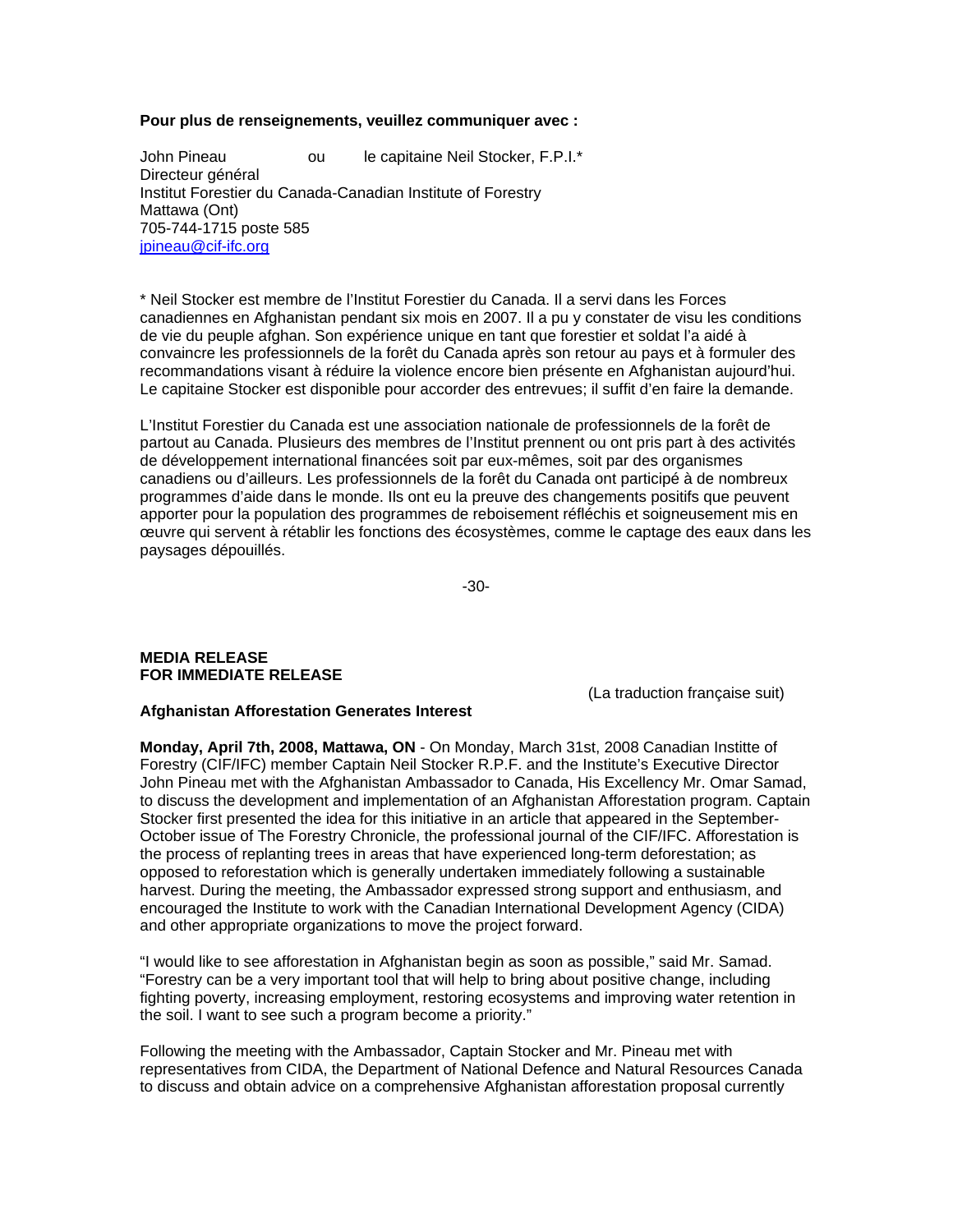**Pour plus de renseignements, veuillez communiquer avec :**

John Pineau ou le capitaine Neil Stocker, F.P.I.*
Directeur général
Institut Forestier du Canada-Canadian Institute of Forestry
Mattawa (Ont)
705-744-1715 poste 585
jpineau@cif-ifc.org

* Neil Stocker est membre de l'Institut Forestier du Canada. Il a servi dans les Forces canadiennes en Afghanistan pendant six mois en 2007. Il a pu y constater de visu les conditions de vie du peuple afghan. Son expérience unique en tant que forestier et soldat l'a aidé à convaincre les professionnels de la forêt du Canada après son retour au pays et à formuler des recommandations visant à réduire la violence encore bien présente en Afghanistan aujourd'hui. Le capitaine Stocker est disponible pour accorder des entrevues; il suffit d'en faire la demande.

L'Institut Forestier du Canada est une association nationale de professionnels de la forêt de partout au Canada. Plusieurs des membres de l'Institut prennent ou ont pris part à des activités de développement international financées soit par eux-mêmes, soit par des organismes canadiens ou d'ailleurs. Les professionnels de la forêt du Canada ont participé à de nombreux programmes d'aide dans le monde. Ils ont eu la preuve des changements positifs que peuvent apporter pour la population des programmes de reboisement réfléchis et soigneusement mis en œuvre qui servent à rétablir les fonctions des écosystèmes, comme le captage des eaux dans les paysages dépouillés.

-30-

**MEDIA RELEASE**
**FOR IMMEDIATE RELEASE**

(La traduction française suit)

**Afghanistan Afforestation Generates Interest**

**Monday, April 7th, 2008, Mattawa, ON** - On Monday, March 31st, 2008 Canadian Institte of Forestry (CIF/IFC) member Captain Neil Stocker R.P.F. and the Institute's Executive Director John Pineau met with the Afghanistan Ambassador to Canada, His Excellency Mr. Omar Samad, to discuss the development and implementation of an Afghanistan Afforestation program. Captain Stocker first presented the idea for this initiative in an article that appeared in the September-October issue of The Forestry Chronicle, the professional journal of the CIF/IFC. Afforestation is the process of replanting trees in areas that have experienced long-term deforestation; as opposed to reforestation which is generally undertaken immediately following a sustainable harvest. During the meeting, the Ambassador expressed strong support and enthusiasm, and encouraged the Institute to work with the Canadian International Development Agency (CIDA) and other appropriate organizations to move the project forward.

"I would like to see afforestation in Afghanistan begin as soon as possible," said Mr. Samad. "Forestry can be a very important tool that will help to bring about positive change, including fighting poverty, increasing employment, restoring ecosystems and improving water retention in the soil. I want to see such a program become a priority."

Following the meeting with the Ambassador, Captain Stocker and Mr. Pineau met with representatives from CIDA, the Department of National Defence and Natural Resources Canada to discuss and obtain advice on a comprehensive Afghanistan afforestation proposal currently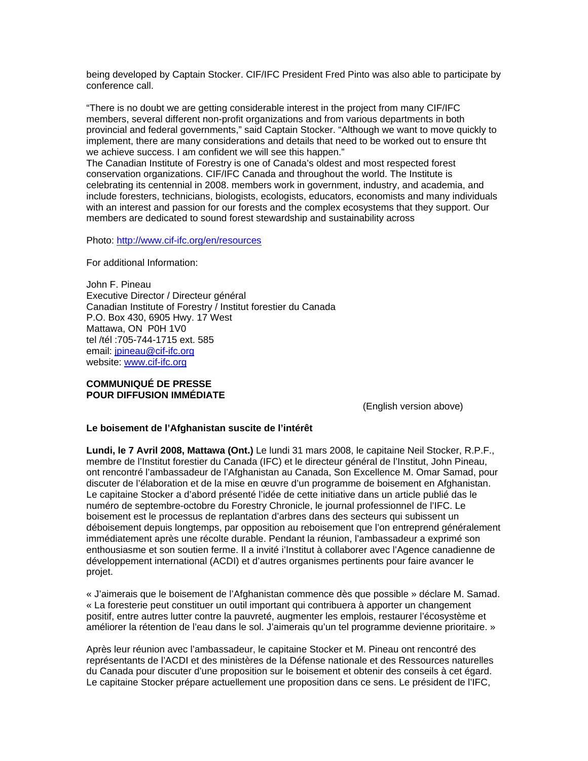being developed by Captain Stocker. CIF/IFC President Fred Pinto was also able to participate by conference call.

"There is no doubt we are getting considerable interest in the project from many CIF/IFC members, several different non-profit organizations and from various departments in both provincial and federal governments," said Captain Stocker. "Although we want to move quickly to implement, there are many considerations and details that need to be worked out to ensure tht we achieve success. I am confident we will see this happen."
The Canadian Institute of Forestry is one of Canada's oldest and most respected forest conservation organizations. CIF/IFC Canada and throughout the world. The Institute is celebrating its centennial in 2008. members work in government, industry, and academia, and include foresters, technicians, biologists, ecologists, educators, economists and many individuals with an interest and passion for our forests and the complex ecosystems that they support. Our members are dedicated to sound forest stewardship and sustainability across

Photo: http://www.cif-ifc.org/en/resources

For additional Information:

John F. Pineau
Executive Director / Directeur général
Canadian Institute of Forestry / Institut forestier du Canada
P.O. Box 430, 6905 Hwy. 17 West
Mattawa, ON P0H 1V0
tel /tél :705-744-1715 ext. 585
email: jpineau@cif-ifc.org
website: www.cif-ifc.org

**COMMUNIQUÉ DE PRESSE**
**POUR DIFFUSION IMMÉDIATE**

(English version above)

**Le boisement de l'Afghanistan suscite de l'intérêt**

**Lundi, le 7 Avril 2008, Mattawa (Ont.)** Le lundi 31 mars 2008, le capitaine Neil Stocker, R.P.F., membre de l'Institut forestier du Canada (IFC) et le directeur général de l'Institut, John Pineau, ont rencontré l'ambassadeur de l'Afghanistan au Canada, Son Excellence M. Omar Samad, pour discuter de l'élaboration et de la mise en œuvre d'un programme de boisement en Afghanistan. Le capitaine Stocker a d'abord présenté l'idée de cette initiative dans un article publié das le numéro de septembre-octobre du Forestry Chronicle, le journal professionnel de l'IFC. Le boisement est le processus de replantation d'arbres dans des secteurs qui subissent un déboisement depuis longtemps, par opposition au reboisement que l'on entreprend généralement immédiatement après une récolte durable. Pendant la réunion, l'ambassadeur a exprimé son enthousiasme et son soutien ferme. Il a invité i'Institut à collaborer avec l'Agence canadienne de développement international (ACDI) et d'autres organismes pertinents pour faire avancer le projet.

« J'aimerais que le boisement de l'Afghanistan commence dès que possible » déclare M. Samad. « La foresterie peut constituer un outil important qui contribuera à apporter un changement positif, entre autres lutter contre la pauvreté, augmenter les emplois, restaurer l'écosystème et améliorer la rétention de l'eau dans le sol. J'aimerais qu'un tel programme devienne prioritaire. »

Après leur réunion avec l'ambassadeur, le capitaine Stocker et M. Pineau ont rencontré des représentants de l'ACDI et des ministères de la Défense nationale et des Ressources naturelles du Canada pour discuter d'une proposition sur le boisement et obtenir des conseils à cet égard. Le capitaine Stocker prépare actuellement une proposition dans ce sens. Le président de l'IFC,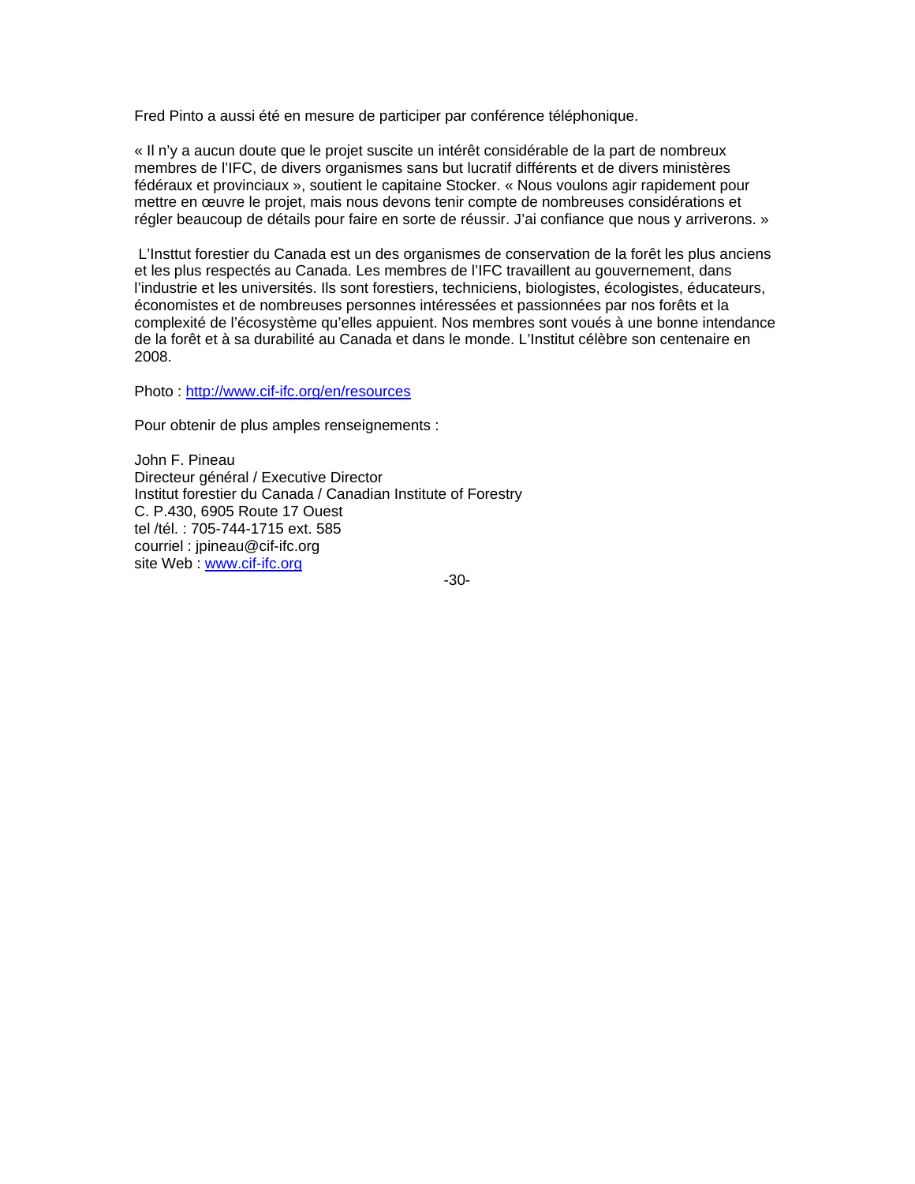Fred Pinto a aussi été en mesure de participer par conférence téléphonique.

« Il n'y a aucun doute que le projet suscite un intérêt considérable de la part de nombreux membres de l'IFC, de divers organismes sans but lucratif différents et de divers ministères fédéraux et provinciaux », soutient le capitaine Stocker. « Nous voulons agir rapidement pour mettre en œuvre le projet, mais nous devons tenir compte de nombreuses considérations et régler beaucoup de détails pour faire en sorte de réussir. J'ai confiance que nous y arriverons. »

L'Insttut forestier du Canada est un des organismes de conservation de la forêt les plus anciens et les plus respectés au Canada. Les membres de l'IFC travaillent au gouvernement, dans l'industrie et les universités. Ils sont forestiers, techniciens, biologistes, écologistes, éducateurs, économistes et de nombreuses personnes intéressées et passionnées par nos forêts et la complexité de l'écosystème qu'elles appuient. Nos membres sont voués à une bonne intendance de la forêt et à sa durabilité au Canada et dans le monde. L'Institut célèbre son centenaire en 2008.

Photo : http://www.cif-ifc.org/en/resources

Pour obtenir de plus amples renseignements :

John F. Pineau
Directeur général / Executive Director
Institut forestier du Canada / Canadian Institute of Forestry
C. P.430, 6905 Route 17 Ouest
tel /tél. : 705-744-1715 ext. 585
courriel : jpineau@cif-ifc.org
site Web : www.cif-ifc.org

-30-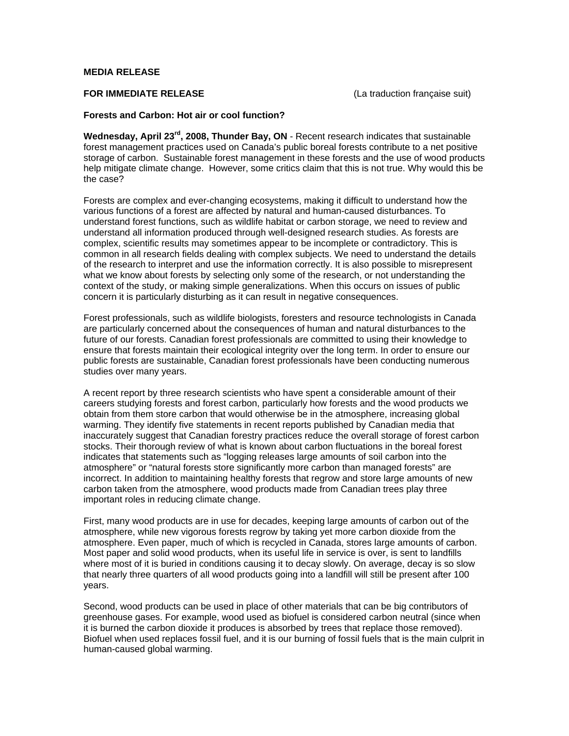**MEDIA RELEASE**

**FOR IMMEDIATE RELEASE** (La traduction française suit)

**Forests and Carbon: Hot air or cool function?**

**Wednesday, April 23rd, 2008, Thunder Bay, ON** - Recent research indicates that sustainable forest management practices used on Canada's public boreal forests contribute to a net positive storage of carbon. Sustainable forest management in these forests and the use of wood products help mitigate climate change. However, some critics claim that this is not true. Why would this be the case?

Forests are complex and ever-changing ecosystems, making it difficult to understand how the various functions of a forest are affected by natural and human-caused disturbances. To understand forest functions, such as wildlife habitat or carbon storage, we need to review and understand all information produced through well-designed research studies. As forests are complex, scientific results may sometimes appear to be incomplete or contradictory. This is common in all research fields dealing with complex subjects. We need to understand the details of the research to interpret and use the information correctly. It is also possible to misrepresent what we know about forests by selecting only some of the research, or not understanding the context of the study, or making simple generalizations. When this occurs on issues of public concern it is particularly disturbing as it can result in negative consequences.

Forest professionals, such as wildlife biologists, foresters and resource technologists in Canada are particularly concerned about the consequences of human and natural disturbances to the future of our forests. Canadian forest professionals are committed to using their knowledge to ensure that forests maintain their ecological integrity over the long term. In order to ensure our public forests are sustainable, Canadian forest professionals have been conducting numerous studies over many years.

A recent report by three research scientists who have spent a considerable amount of their careers studying forests and forest carbon, particularly how forests and the wood products we obtain from them store carbon that would otherwise be in the atmosphere, increasing global warming. They identify five statements in recent reports published by Canadian media that inaccurately suggest that Canadian forestry practices reduce the overall storage of forest carbon stocks. Their thorough review of what is known about carbon fluctuations in the boreal forest indicates that statements such as "logging releases large amounts of soil carbon into the atmosphere" or "natural forests store significantly more carbon than managed forests" are incorrect. In addition to maintaining healthy forests that regrow and store large amounts of new carbon taken from the atmosphere, wood products made from Canadian trees play three important roles in reducing climate change.

First, many wood products are in use for decades, keeping large amounts of carbon out of the atmosphere, while new vigorous forests regrow by taking yet more carbon dioxide from the atmosphere. Even paper, much of which is recycled in Canada, stores large amounts of carbon. Most paper and solid wood products, when its useful life in service is over, is sent to landfills where most of it is buried in conditions causing it to decay slowly. On average, decay is so slow that nearly three quarters of all wood products going into a landfill will still be present after 100 years.

Second, wood products can be used in place of other materials that can be big contributors of greenhouse gases. For example, wood used as biofuel is considered carbon neutral (since when it is burned the carbon dioxide it produces is absorbed by trees that replace those removed). Biofuel when used replaces fossil fuel, and it is our burning of fossil fuels that is the main culprit in human-caused global warming.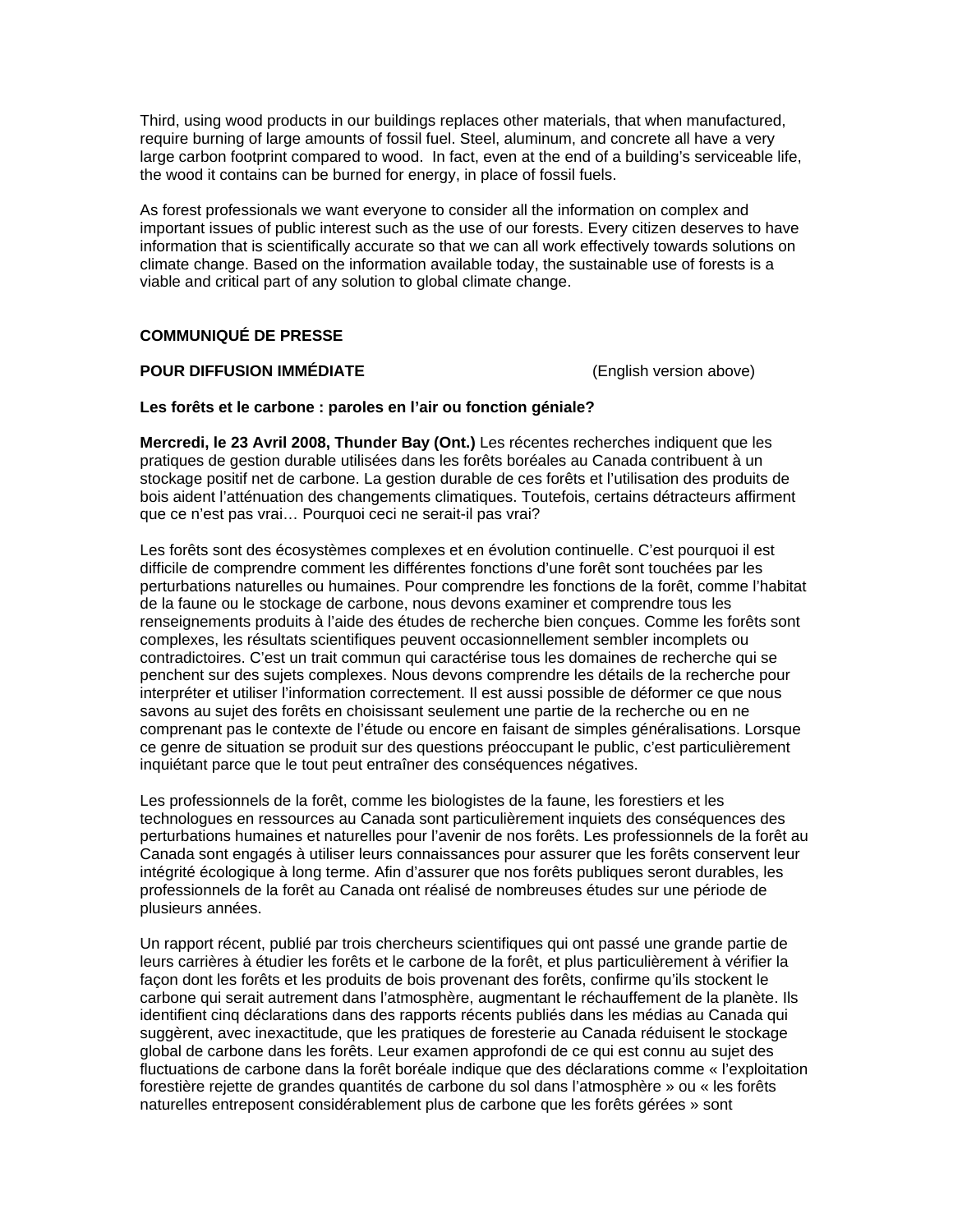Third, using wood products in our buildings replaces other materials, that when manufactured, require burning of large amounts of fossil fuel. Steel, aluminum, and concrete all have a very large carbon footprint compared to wood. In fact, even at the end of a building's serviceable life, the wood it contains can be burned for energy, in place of fossil fuels.

As forest professionals we want everyone to consider all the information on complex and important issues of public interest such as the use of our forests. Every citizen deserves to have information that is scientifically accurate so that we can all work effectively towards solutions on climate change. Based on the information available today, the sustainable use of forests is a viable and critical part of any solution to global climate change.

**COMMUNIQUÉ DE PRESSE**

**POUR DIFFUSION IMMÉDIATE** (English version above)

**Les forêts et le carbone : paroles en l'air ou fonction géniale?**

**Mercredi, le 23 Avril 2008, Thunder Bay (Ont.)** Les récentes recherches indiquent que les pratiques de gestion durable utilisées dans les forêts boréales au Canada contribuent à un stockage positif net de carbone. La gestion durable de ces forêts et l'utilisation des produits de bois aident l'atténuation des changements climatiques. Toutefois, certains détracteurs affirment que ce n'est pas vrai… Pourquoi ceci ne serait-il pas vrai?

Les forêts sont des écosystèmes complexes et en évolution continuelle. C'est pourquoi il est difficile de comprendre comment les différentes fonctions d'une forêt sont touchées par les perturbations naturelles ou humaines. Pour comprendre les fonctions de la forêt, comme l'habitat de la faune ou le stockage de carbone, nous devons examiner et comprendre tous les renseignements produits à l'aide des études de recherche bien conçues. Comme les forêts sont complexes, les résultats scientifiques peuvent occasionnellement sembler incomplets ou contradictoires. C'est un trait commun qui caractérise tous les domaines de recherche qui se penchent sur des sujets complexes. Nous devons comprendre les détails de la recherche pour interpréter et utiliser l'information correctement. Il est aussi possible de déformer ce que nous savons au sujet des forêts en choisissant seulement une partie de la recherche ou en ne comprenant pas le contexte de l'étude ou encore en faisant de simples généralisations. Lorsque ce genre de situation se produit sur des questions préoccupant le public, c'est particulièrement inquiétant parce que le tout peut entraîner des conséquences négatives.

Les professionnels de la forêt, comme les biologistes de la faune, les forestiers et les technologues en ressources au Canada sont particulièrement inquiets des conséquences des perturbations humaines et naturelles pour l'avenir de nos forêts. Les professionnels de la forêt au Canada sont engagés à utiliser leurs connaissances pour assurer que les forêts conservent leur intégrité écologique à long terme. Afin d'assurer que nos forêts publiques seront durables, les professionnels de la forêt au Canada ont réalisé de nombreuses études sur une période de plusieurs années.

Un rapport récent, publié par trois chercheurs scientifiques qui ont passé une grande partie de leurs carrières à étudier les forêts et le carbone de la forêt, et plus particulièrement à vérifier la façon dont les forêts et les produits de bois provenant des forêts, confirme qu'ils stockent le carbone qui serait autrement dans l'atmosphère, augmentant le réchauffement de la planète. Ils identifient cinq déclarations dans des rapports récents publiés dans les médias au Canada qui suggèrent, avec inexactitude, que les pratiques de foresterie au Canada réduisent le stockage global de carbone dans les forêts. Leur examen approfondi de ce qui est connu au sujet des fluctuations de carbone dans la forêt boréale indique que des déclarations comme « l'exploitation forestière rejette de grandes quantités de carbone du sol dans l'atmosphère » ou « les forêts naturelles entreposent considérablement plus de carbone que les forêts gérées » sont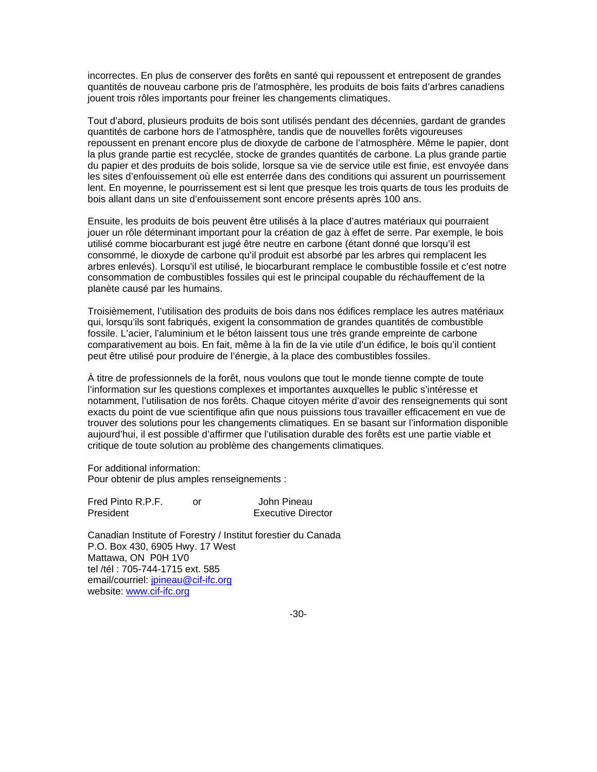incorrectes. En plus de conserver des forêts en santé qui repoussent et entreposent de grandes quantités de nouveau carbone pris de l'atmosphère, les produits de bois faits d'arbres canadiens jouent trois rôles importants pour freiner les changements climatiques.

Tout d'abord, plusieurs produits de bois sont utilisés pendant des décennies, gardant de grandes quantités de carbone hors de l'atmosphère, tandis que de nouvelles forêts vigoureuses repoussent en prenant encore plus de dioxyde de carbone de l'atmosphère. Même le papier, dont la plus grande partie est recyclée, stocke de grandes quantités de carbone. La plus grande partie du papier et des produits de bois solide, lorsque sa vie de service utile est finie, est envoyée dans les sites d'enfouissement où elle est enterrée dans des conditions qui assurent un pourrissement lent. En moyenne, le pourrissement est si lent que presque les trois quarts de tous les produits de bois allant dans un site d'enfouissement sont encore présents après 100 ans.

Ensuite, les produits de bois peuvent être utilisés à la place d'autres matériaux qui pourraient jouer un rôle déterminant important pour la création de gaz à effet de serre. Par exemple, le bois utilisé comme biocarburant est jugé être neutre en carbone (étant donné que lorsqu'il est consommé, le dioxyde de carbone qu'il produit est absorbé par les arbres qui remplacent les arbres enlevés). Lorsqu'il est utilisé, le biocarburant remplace le combustible fossile et c'est notre consommation de combustibles fossiles qui est le principal coupable du réchauffement de la planète causé par les humains.

Troisièmement, l'utilisation des produits de bois dans nos édifices remplace les autres matériaux qui, lorsqu'ils sont fabriqués, exigent la consommation de grandes quantités de combustible fossile. L'acier, l'aluminium et le béton laissent tous une très grande empreinte de carbone comparativement au bois. En fait, même à la fin de la vie utile d'un édifice, le bois qu'il contient peut être utilisé pour produire de l'énergie, à la place des combustibles fossiles.

À titre de professionnels de la forêt, nous voulons que tout le monde tienne compte de toute l'information sur les questions complexes et importantes auxquelles le public s'intéresse et notamment, l'utilisation de nos forêts. Chaque citoyen mérite d'avoir des renseignements qui sont exacts du point de vue scientifique afin que nous puissions tous travailler efficacement en vue de trouver des solutions pour les changements climatiques. En se basant sur l'information disponible aujourd'hui, il est possible d'affirmer que l'utilisation durable des forêts est une partie viable et critique de toute solution au problème des changements climatiques.

For additional information:
Pour obtenir de plus amples renseignements :

Fred Pinto R.P.F. or John Pineau
President Executive Director

Canadian Institute of Forestry / Institut forestier du Canada
P.O. Box 430, 6905 Hwy. 17 West
Mattawa, ON P0H 1V0
tel /tél : 705-744-1715 ext. 585
email/courriel: jpineau@cif-ifc.org
website: www.cif-ifc.org

-30-